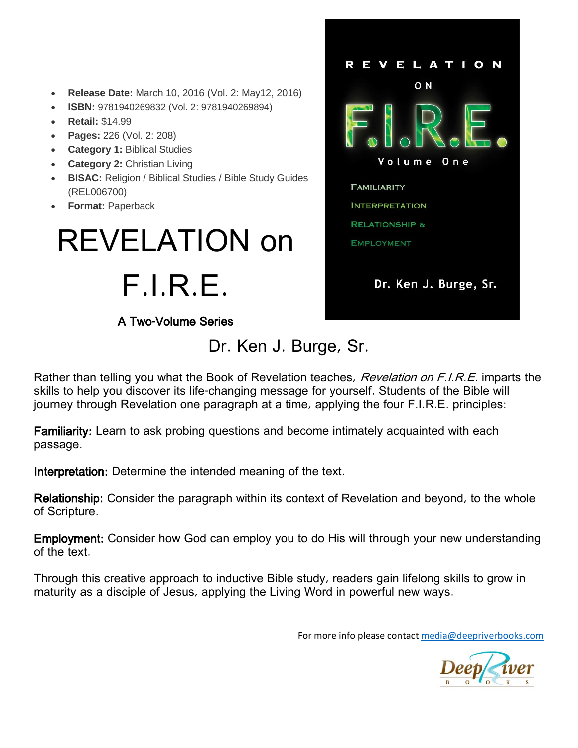- **Release Date:** March 10, 2016 (Vol. 2: May12, 2016)
- **ISBN:** 9781940269832 (Vol. 2: 9781940269894)
- **Retail:** $14.99
- **Pages:** 226 (Vol. 2: 208)
- **Category 1:** Biblical Studies
- **Category 2:** Christian Living
- **BISAC:** Religion / Biblical Studies / Bible Study Guides (REL006700)
- **Format:** Paperback

REVELATION ON F.I.R.E.

Volume One

FAMILIARITY
INTERPRETATION
RELATIONSHIP &
EMPLOYMENT

Dr. Ken J. Burge, Sr.

# REVELATION on F.I.R.E.

**A Two-Volume Series**

## Dr. Ken J. Burge, Sr.

Rather than telling you what the Book of Revelation teaches, *Revelation on F.I.R.E.* imparts the skills to help you discover its life-changing message for yourself. Students of the Bible will journey through Revelation one paragraph at a time, applying the four F.I.R.E. principles:

**Familiarity:** Learn to ask probing questions and become intimately acquainted with each passage.

**Interpretation:** Determine the intended meaning of the text.

**Relationship:** Consider the paragraph within its context of Revelation and beyond, to the whole of Scripture.

**Employment:** Consider how God can employ you to do His will through your new understanding of the text.

Through this creative approach to inductive Bible study, readers gain lifelong skills to grow in maturity as a disciple of Jesus, applying the Living Word in powerful new ways.

For more info please contact media@deepriverbooks.com

Deep River BOOKS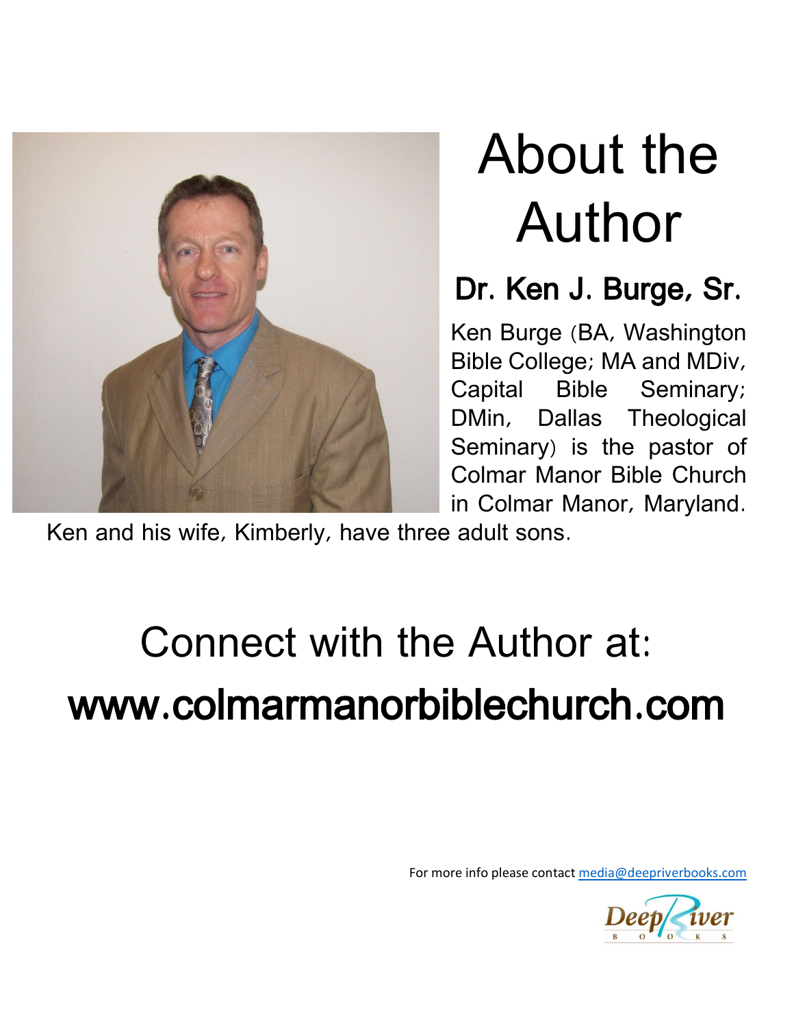# About the Author

## Dr. Ken J. Burge, Sr.

Ken Burge (BA, Washington Bible College; MA and MDiv, Capital Bible Seminary; DMin, Dallas Theological Seminary) is the pastor of Colmar Manor Bible Church in Colmar Manor, Maryland. Ken and his wife, Kimberly, have three adult sons.

# Connect with the Author at:

## www.colmarmanorbiblechurch.com

For more info please contact media@deepriverbooks.com

Deep River Books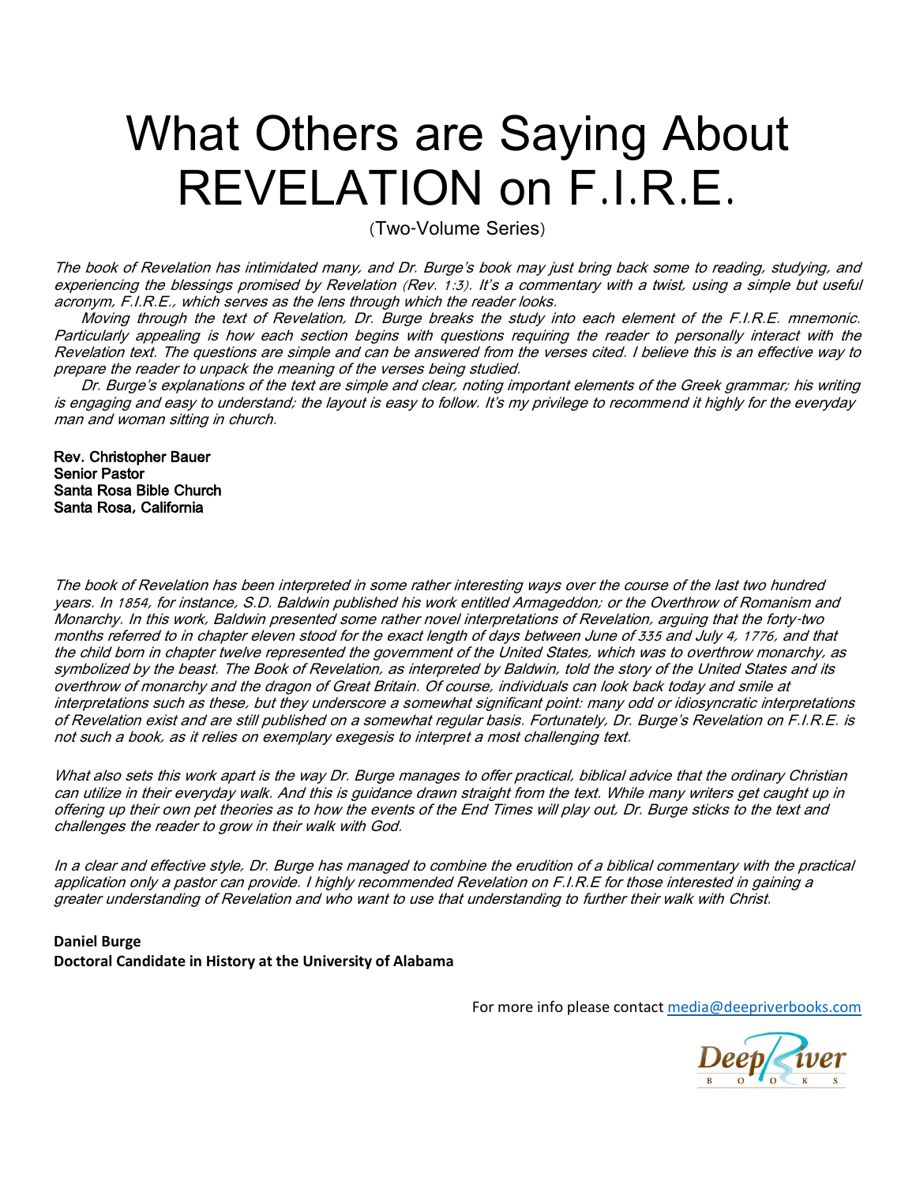# What Others are Saying About REVELATION on F.I.R.E.

(Two-Volume Series)

*The book of Revelation has intimidated many, and Dr. Burge's book may just bring back some to reading, studying, and experiencing the blessings promised by Revelation (Rev. 1:3). It's a commentary with a twist, using a simple but useful acronym, F.I.R.E., which serves as the lens through which the reader looks.*

*Moving through the text of Revelation, Dr. Burge breaks the study into each element of the F.I.R.E. mnemonic. Particularly appealing is how each section begins with questions requiring the reader to personally interact with the Revelation text. The questions are simple and can be answered from the verses cited. I believe this is an effective way to prepare the reader to unpack the meaning of the verses being studied.*

*Dr. Burge's explanations of the text are simple and clear, noting important elements of the Greek grammar; his writing is engaging and easy to understand; the layout is easy to follow. It's my privilege to recommend it highly for the everyday man and woman sitting in church.*

**Rev. Christopher Bauer**
**Senior Pastor**
**Santa Rosa Bible Church**
**Santa Rosa, California**

*The book of Revelation has been interpreted in some rather interesting ways over the course of the last two hundred years. In 1854, for instance, S.D. Baldwin published his work entitled Armageddon; or the Overthrow of Romanism and Monarchy. In this work, Baldwin presented some rather novel interpretations of Revelation, arguing that the forty-two months referred to in chapter eleven stood for the exact length of days between June of 335 and July 4, 1776, and that the child born in chapter twelve represented the government of the United States, which was to overthrow monarchy, as symbolized by the beast. The Book of Revelation, as interpreted by Baldwin, told the story of the United States and its overthrow of monarchy and the dragon of Great Britain. Of course, individuals can look back today and smile at interpretations such as these, but they underscore a somewhat significant point: many odd or idiosyncratic interpretations of Revelation exist and are still published on a somewhat regular basis. Fortunately, Dr. Burge's Revelation on F.I.R.E. is not such a book, as it relies on exemplary exegesis to interpret a most challenging text.*

*What also sets this work apart is the way Dr. Burge manages to offer practical, biblical advice that the ordinary Christian can utilize in their everyday walk. And this is guidance drawn straight from the text. While many writers get caught up in offering up their own pet theories as to how the events of the End Times will play out, Dr. Burge sticks to the text and challenges the reader to grow in their walk with God.*

*In a clear and effective style, Dr. Burge has managed to combine the erudition of a biblical commentary with the practical application only a pastor can provide. I highly recommended Revelation on F.I.R.E for those interested in gaining a greater understanding of Revelation and who want to use that understanding to further their walk with Christ.*

**Daniel Burge**
**Doctoral Candidate in History at the University of Alabama**

For more info please contact media@deepriverbooks.com

Deep River BOOKS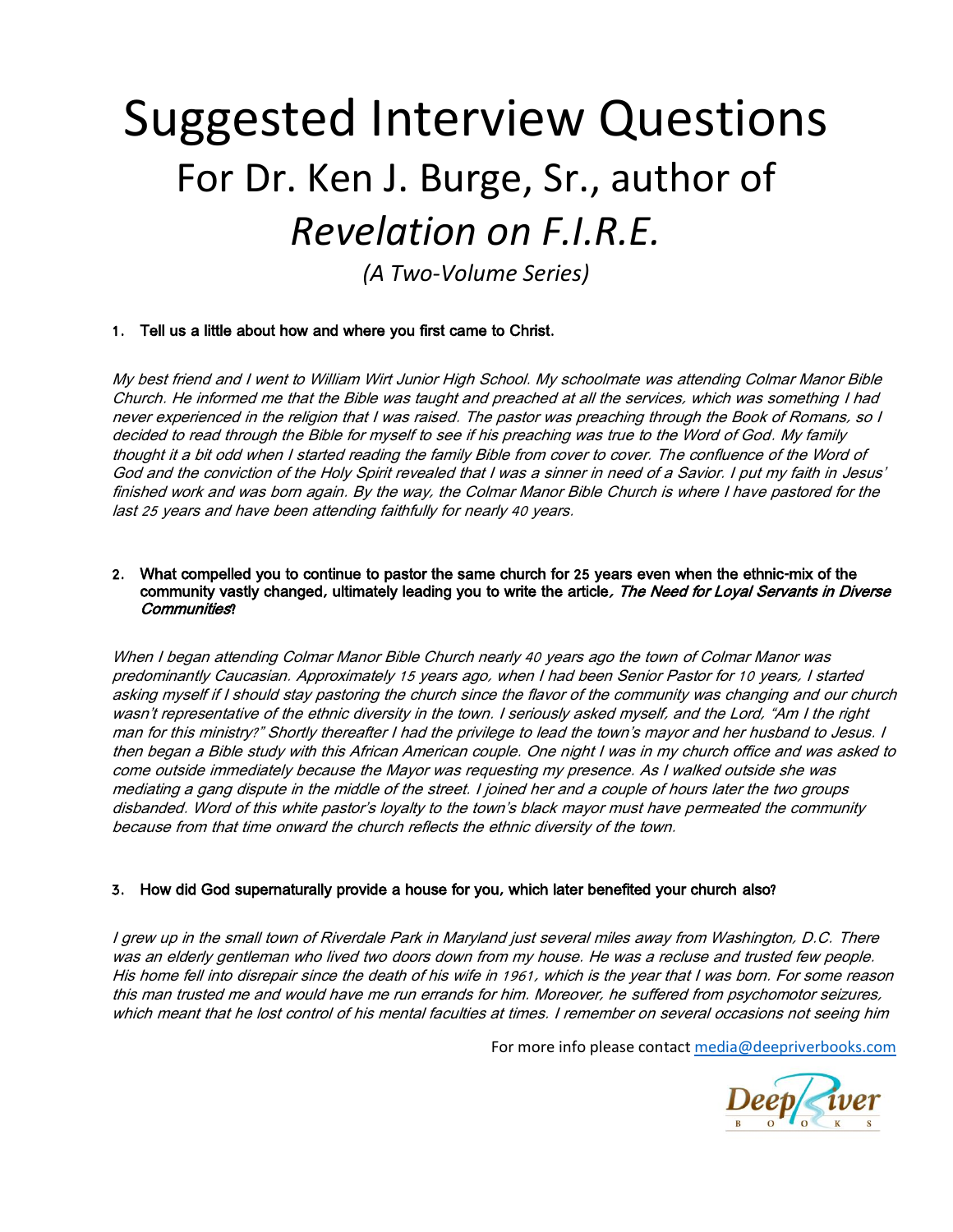# Suggested Interview Questions

## For Dr. Ken J. Burge, Sr., author of *Revelation on F.I.R.E.*

*(A Two-Volume Series)*

1. **Tell us a little about how and where you first came to Christ.**

*My best friend and I went to William Wirt Junior High School. My schoolmate was attending Colmar Manor Bible Church. He informed me that the Bible was taught and preached at all the services, which was something I had never experienced in the religion that I was raised. The pastor was preaching through the Book of Romans, so I decided to read through the Bible for myself to see if his preaching was true to the Word of God. My family thought it a bit odd when I started reading the family Bible from cover to cover. The confluence of the Word of God and the conviction of the Holy Spirit revealed that I was a sinner in need of a Savior. I put my faith in Jesus' finished work and was born again. By the way, the Colmar Manor Bible Church is where I have pastored for the last 25 years and have been attending faithfully for nearly 40 years.*

2. **What compelled you to continue to pastor the same church for 25 years even when the ethnic-mix of the community vastly changed, ultimately leading you to write the article*, The Need for Loyal Servants in Diverse Communities*?**

*When I began attending Colmar Manor Bible Church nearly 40 years ago the town of Colmar Manor was predominantly Caucasian. Approximately 15 years ago, when I had been Senior Pastor for 10 years, I started asking myself if I should stay pastoring the church since the flavor of the community was changing and our church wasn't representative of the ethnic diversity in the town. I seriously asked myself, and the Lord, "Am I the right man for this ministry?" Shortly thereafter I had the privilege to lead the town's mayor and her husband to Jesus. I then began a Bible study with this African American couple. One night I was in my church office and was asked to come outside immediately because the Mayor was requesting my presence. As I walked outside she was mediating a gang dispute in the middle of the street. I joined her and a couple of hours later the two groups disbanded. Word of this white pastor's loyalty to the town's black mayor must have permeated the community because from that time onward the church reflects the ethnic diversity of the town.*

3. **How did God supernaturally provide a house for you, which later benefited your church also?**

*I grew up in the small town of Riverdale Park in Maryland just several miles away from Washington, D.C. There was an elderly gentleman who lived two doors down from my house. He was a recluse and trusted few people. His home fell into disrepair since the death of his wife in 1961, which is the year that I was born. For some reason this man trusted me and would have me run errands for him. Moreover, he suffered from psychomotor seizures, which meant that he lost control of his mental faculties at times. I remember on several occasions not seeing him*

For more info please contact media@deepriverbooks.com

Deep River Books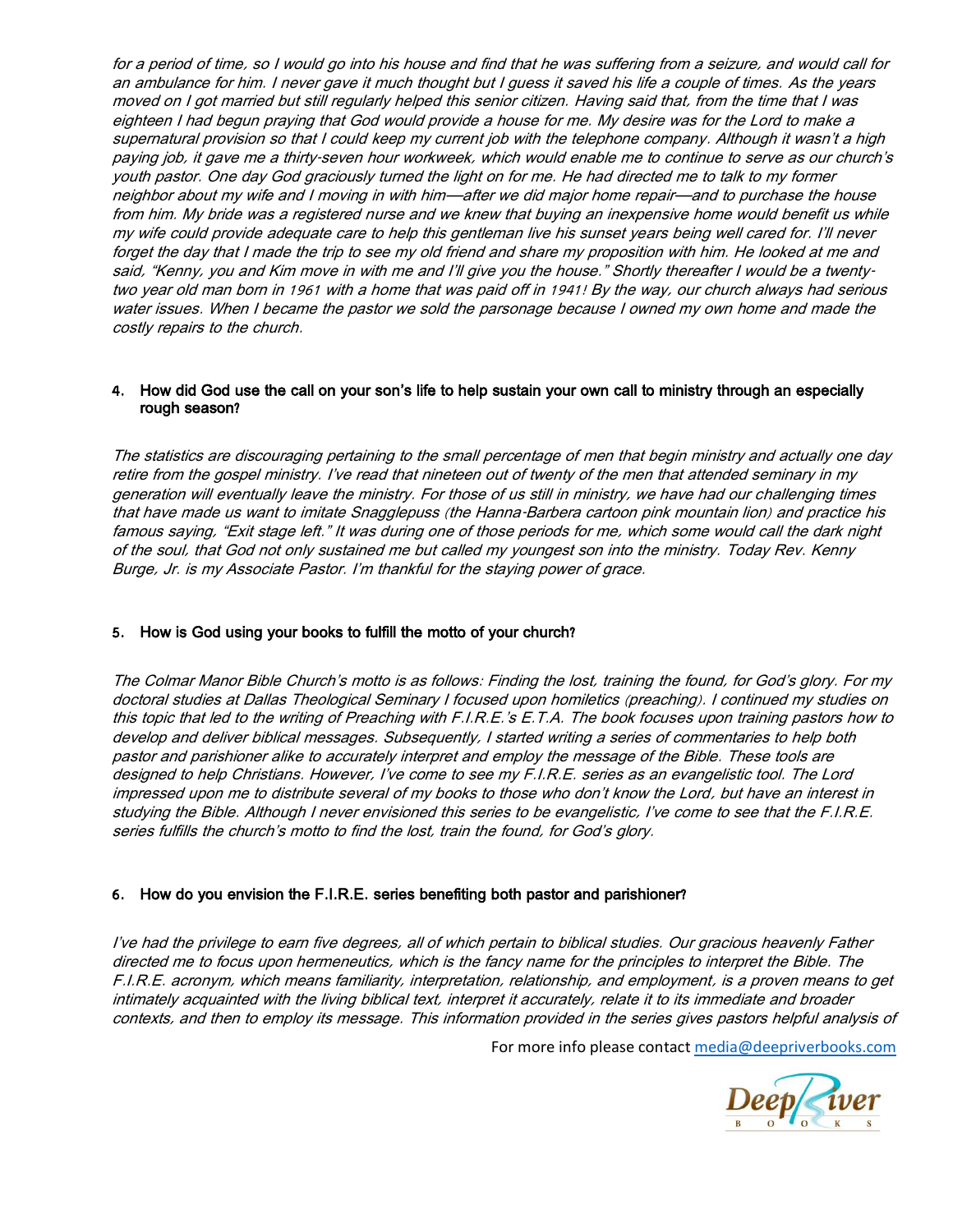*for a period of time, so I would go into his house and find that he was suffering from a seizure, and would call for an ambulance for him. I never gave it much thought but I guess it saved his life a couple of times. As the years moved on I got married but still regularly helped this senior citizen. Having said that, from the time that I was eighteen I had begun praying that God would provide a house for me. My desire was for the Lord to make a supernatural provision so that I could keep my current job with the telephone company. Although it wasn't a high paying job, it gave me a thirty-seven hour workweek, which would enable me to continue to serve as our church's youth pastor. One day God graciously turned the light on for me. He had directed me to talk to my former neighbor about my wife and I moving in with him—after we did major home repair—and to purchase the house from him. My bride was a registered nurse and we knew that buying an inexpensive home would benefit us while my wife could provide adequate care to help this gentleman live his sunset years being well cared for. I'll never forget the day that I made the trip to see my old friend and share my proposition with him. He looked at me and said, "Kenny, you and Kim move in with me and I'll give you the house." Shortly thereafter I would be a twenty-two year old man born in 1961 with a home that was paid off in 1941! By the way, our church always had serious water issues. When I became the pastor we sold the parsonage because I owned my own home and made the costly repairs to the church.*

4. **How did God use the call on your son's life to help sustain your own call to ministry through an especially rough season?**

*The statistics are discouraging pertaining to the small percentage of men that begin ministry and actually one day retire from the gospel ministry. I've read that nineteen out of twenty of the men that attended seminary in my generation will eventually leave the ministry. For those of us still in ministry, we have had our challenging times that have made us want to imitate Snagglepuss (the Hanna-Barbera cartoon pink mountain lion) and practice his famous saying, "Exit stage left." It was during one of those periods for me, which some would call the dark night of the soul, that God not only sustained me but called my youngest son into the ministry. Today Rev. Kenny Burge, Jr. is my Associate Pastor. I'm thankful for the staying power of grace.*

5. **How is God using your books to fulfill the motto of your church?**

*The Colmar Manor Bible Church's motto is as follows: Finding the lost, training the found, for God's glory. For my doctoral studies at Dallas Theological Seminary I focused upon homiletics (preaching). I continued my studies on this topic that led to the writing of Preaching with F.I.R.E.'s E.T.A. The book focuses upon training pastors how to develop and deliver biblical messages. Subsequently, I started writing a series of commentaries to help both pastor and parishioner alike to accurately interpret and employ the message of the Bible. These tools are designed to help Christians. However, I've come to see my F.I.R.E. series as an evangelistic tool. The Lord impressed upon me to distribute several of my books to those who don't know the Lord, but have an interest in studying the Bible. Although I never envisioned this series to be evangelistic, I've come to see that the F.I.R.E. series fulfills the church's motto to find the lost, train the found, for God's glory.*

6. **How do you envision the F.I.R.E. series benefiting both pastor and parishioner?**

*I've had the privilege to earn five degrees, all of which pertain to biblical studies. Our gracious heavenly Father directed me to focus upon hermeneutics, which is the fancy name for the principles to interpret the Bible. The F.I.R.E. acronym, which means familiarity, interpretation, relationship, and employment, is a proven means to get intimately acquainted with the living biblical text, interpret it accurately, relate it to its immediate and broader contexts, and then to employ its message. This information provided in the series gives pastors helpful analysis of*

For more info please contact media@deepriverbooks.com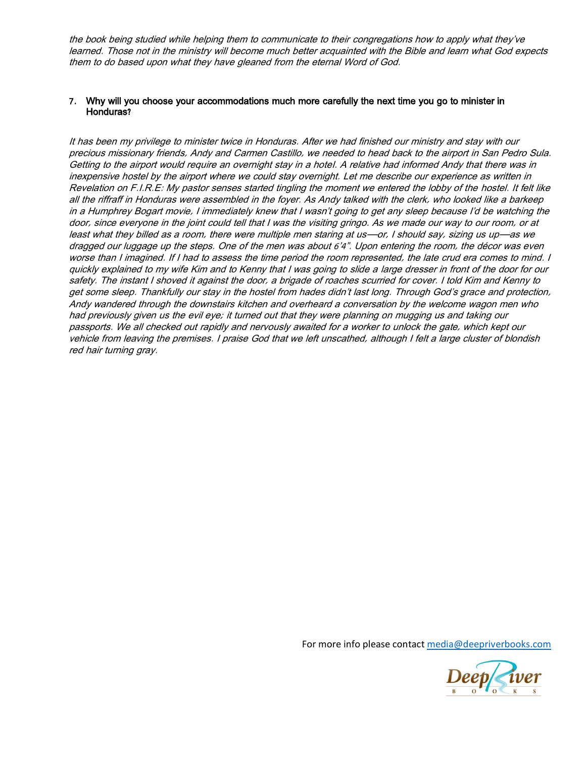*the book being studied while helping them to communicate to their congregations how to apply what they've learned. Those not in the ministry will become much better acquainted with the Bible and learn what God expects them to do based upon what they have gleaned from the eternal Word of God.*

7. **Why will you choose your accommodations much more carefully the next time you go to minister in Honduras?**

*It has been my privilege to minister twice in Honduras. After we had finished our ministry and stay with our precious missionary friends, Andy and Carmen Castillo, we needed to head back to the airport in San Pedro Sula. Getting to the airport would require an overnight stay in a hotel. A relative had informed Andy that there was in inexpensive hostel by the airport where we could stay overnight. Let me describe our experience as written in Revelation on F.I.R.E: My pastor senses started tingling the moment we entered the lobby of the hostel. It felt like all the riffraff in Honduras were assembled in the foyer. As Andy talked with the clerk, who looked like a barkeep in a Humphrey Bogart movie, I immediately knew that I wasn't going to get any sleep because I'd be watching the door, since everyone in the joint could tell that I was the visiting gringo. As we made our way to our room, or at least what they billed as a room, there were multiple men staring at us—or, I should say, sizing us up—as we dragged our luggage up the steps. One of the men was about 6'4". Upon entering the room, the décor was even worse than I imagined. If I had to assess the time period the room represented, the late crud era comes to mind. I quickly explained to my wife Kim and to Kenny that I was going to slide a large dresser in front of the door for our safety. The instant I shoved it against the door, a brigade of roaches scurried for cover. I told Kim and Kenny to get some sleep. Thankfully our stay in the hostel from hades didn't last long. Through God's grace and protection, Andy wandered through the downstairs kitchen and overheard a conversation by the welcome wagon men who had previously given us the evil eye; it turned out that they were planning on mugging us and taking our passports. We all checked out rapidly and nervously awaited for a worker to unlock the gate, which kept our vehicle from leaving the premises. I praise God that we left unscathed, although I felt a large cluster of blondish red hair turning gray.*

For more info please contact media@deepriverbooks.com

Deep River BOOKS